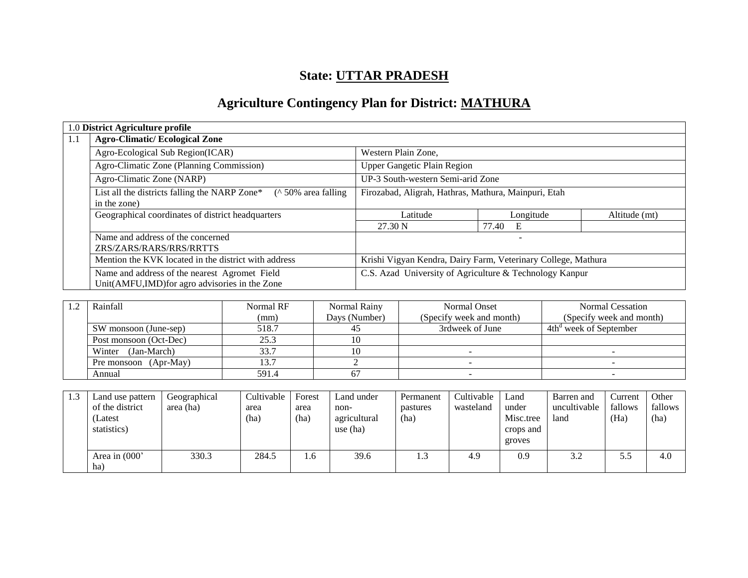# State: UTTAR PRADESH

## Agriculture Contingency Plan for District: MATHURA

| 1.0 District Agriculture profile | | | | |
|---|---|---|---|---|
| 1.1 | **Agro-Climatic/ Ecological Zone** | | | |
| | Agro-Ecological Sub Region(ICAR) | Western Plain Zone, | | |
| | Agro-Climatic Zone (Planning Commission) | Upper Gangetic Plain Region | | |
| | Agro-Climatic Zone (NARP) | UP-3 South-western Semi-arid Zone | | |
| | List all the districts falling the NARP Zone* (^ 50% area falling in the zone) | Firozabad, Aligrah, Hathras, Mathura, Mainpuri, Etah | | |
| | Geographical coordinates of district headquarters | Latitude | Longitude | Altitude (mt) |
| | | 27.30 N | 77.40 E | |
| | Name and address of the concerned ZRS/ZARS/RARS/RRS/RRTTS | - | | |
| | Mention the KVK located in the district with address | Krishi Vigyan Kendra, Dairy Farm, Veterinary College, Mathura | | |
| | Name and address of the nearest Agromet Field Unit(AMFU,IMD)for agro advisories in the Zone | C.S. Azad University of Agriculture & Technology Kanpur | | |

| 1.2 | Rainfall | Normal RF (mm) | Normal Rainy Days (Number) | Normal Onset (Specify week and month) | Normal Cessation (Specify week and month) |
|---|---|---|---|---|---|
| | SW monsoon (June-sep) | 518.7 | 45 | 3rdweek of June | 4th[d] week of September |
| | Post monsoon (Oct-Dec) | 25.3 | 10 | | |
| | Winter (Jan-March) | 33.7 | 10 | - | - |
| | Pre monsoon (Apr-May) | 13.7 | 2 | - | - |
| | Annual | 591.4 | 67 | - | - |

| 1.3 | Land use pattern of the district (Latest statistics) | Geographical area (ha) | Cultivable area (ha) | Forest area (ha) | Land under non-agricultural use (ha) | Permanent pastures (ha) | Cultivable wasteland | Land under Misc.tree crops and groves | Barren and uncultivable land | Current fallows (Ha) | Other fallows (ha) |
|---|---|---|---|---|---|---|---|---|---|---|---|
| | Area in (000' ha) | 330.3 | 284.5 | 1.6 | 39.6 | 1.3 | 4.9 | 0.9 | 3.2 | 5.5 | 4.0 |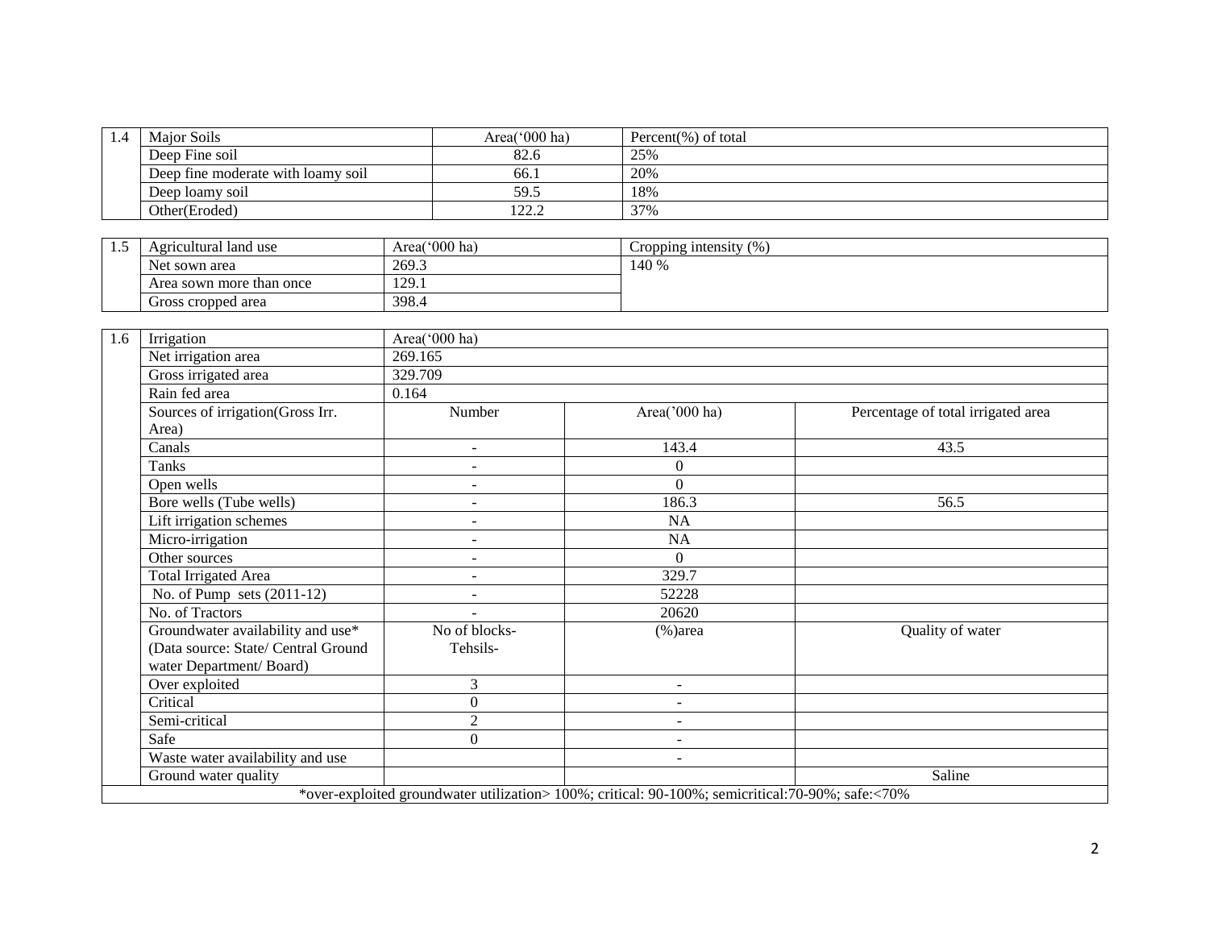| 1.4 | Major Soils | Area('000 ha) | Percent(%) of total |
|---|---|---|---|
| | Deep Fine soil | 82.6 | 25% |
| | Deep fine moderate with loamy soil | 66.1 | 20% |
| | Deep loamy soil | 59.5 | 18% |
| | Other(Eroded) | 122.2 | 37% |

| 1.5 | Agricultural land use | Area('000 ha) | Cropping intensity (%) |
|---|---|---|---|
| | Net sown area | 269.3 | 140 % |
| | Area sown more than once | 129.1 | |
| | Gross cropped area | 398.4 | |

| 1.6 | Irrigation | Area('000 ha) | | |
|---|---|---|---|---|
| | Net irrigation area | 269.165 | | |
| | Gross irrigated area | 329.709 | | |
| | Rain fed area | 0.164 | | |
| | Sources of irrigation(Gross Irr. Area) | Number | Area('000 ha) | Percentage of total irrigated area |
| | Canals | - | 143.4 | 43.5 |
| | Tanks | - | 0 | |
| | Open wells | - | 0 | |
| | Bore wells (Tube wells) | - | 186.3 | 56.5 |
| | Lift irrigation schemes | - | NA | |
| | Micro-irrigation | - | NA | |
| | Other sources | - | 0 | |
| | Total Irrigated Area | - | 329.7 | |
| | No. of Pump sets (2011-12) | - | 52228 | |
| | No. of Tractors | - | 20620 | |
| | Groundwater availability and use* (Data source: State/ Central Ground water Department/ Board) | No of blocks- Tehsils- | (%)area | Quality of water |
| | Over exploited | 3 | - | |
| | Critical | 0 | - | |
| | Semi-critical | 2 | - | |
| | Safe | 0 | - | |
| | Waste water availability and use | | - | |
| | Ground water quality | | | Saline |

*over-exploited groundwater utilization> 100%; critical: 90-100%; semicritical:70-90%; safe:<70%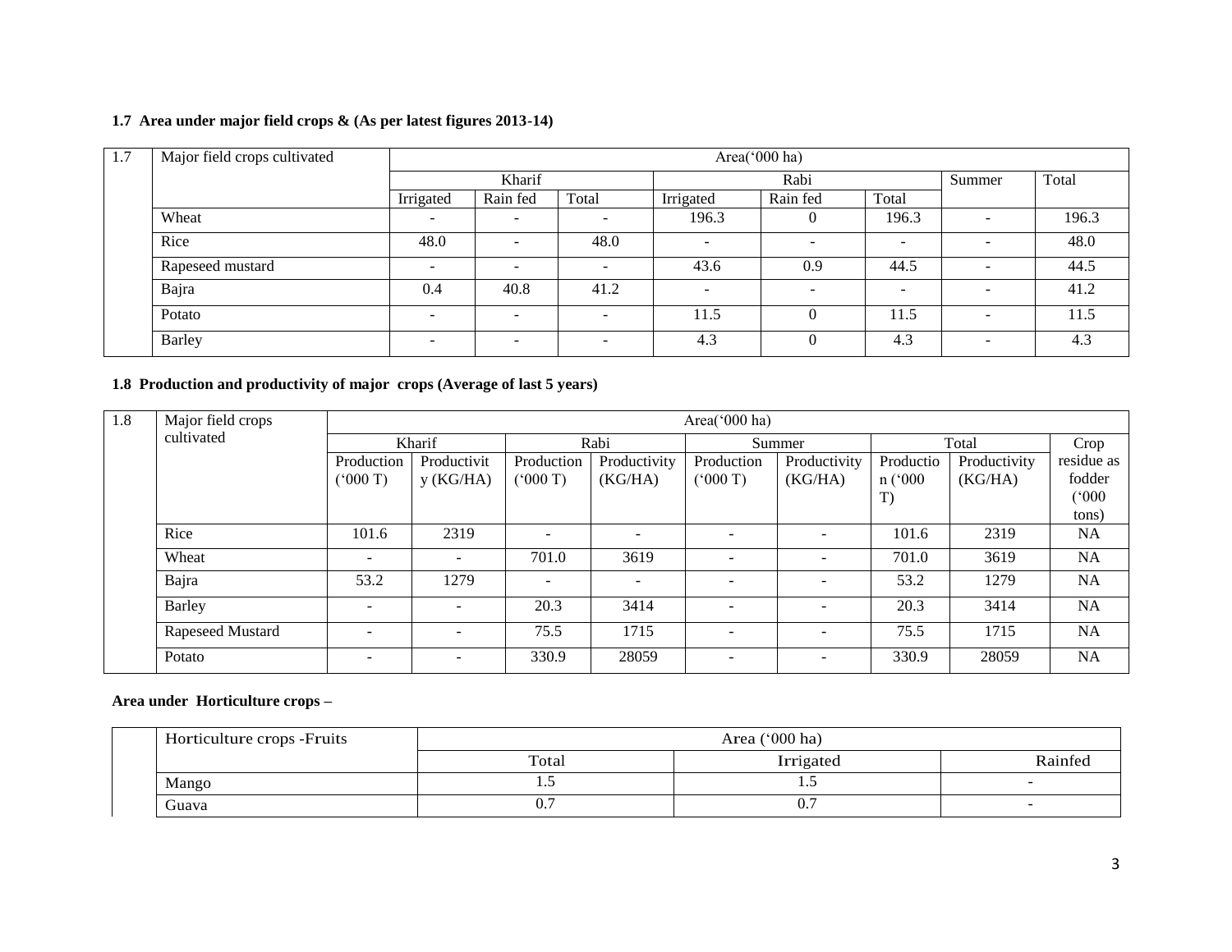### 1.7 Area under major field crops & (As per latest figures 2013-14)

| 1.7 | Major field crops cultivated | Area('000 ha) | | | | | | | |
|---|---|---|---|---|---|---|---|---|---|
| | | Kharif | | | Rabi | | | Summer | Total |
| | | Irrigated | Rain fed | Total | Irrigated | Rain fed | Total | | |
| | Wheat | - | - | - | 196.3 | 0 | 196.3 | - | 196.3 |
| | Rice | 48.0 | - | 48.0 | - | - | - | - | 48.0 |
| | Rapeseed mustard | - | - | - | 43.6 | 0.9 | 44.5 | - | 44.5 |
| | Bajra | 0.4 | 40.8 | 41.2 | - | - | - | - | 41.2 |
| | Potato | - | - | - | 11.5 | 0 | 11.5 | - | 11.5 |
| | Barley | - | - | - | 4.3 | 0 | 4.3 | - | 4.3 |

### 1.8 Production and productivity of major crops (Average of last 5 years)

| 1.8 | Major field crops cultivated | Area('000 ha) | | | | | | | | |
|---|---|---|---|---|---|---|---|---|---|---|
| | | Kharif | | Rabi | | Summer | | Total | | Crop residue as fodder ('000 tons) |
| | | Production ('000 T) | Productivity (KG/HA) | Production ('000 T) | Productivity (KG/HA) | Production ('000 T) | Productivity (KG/HA) | Production ('000 T) | Productivity (KG/HA) | |
| | Rice | 101.6 | 2319 | - | - | - | - | 101.6 | 2319 | NA |
| | Wheat | - | - | 701.0 | 3619 | - | - | 701.0 | 3619 | NA |
| | Bajra | 53.2 | 1279 | - | - | - | - | 53.2 | 1279 | NA |
| | Barley | - | - | 20.3 | 3414 | - | - | 20.3 | 3414 | NA |
| | Rapeseed Mustard | - | - | 75.5 | 1715 | - | - | 75.5 | 1715 | NA |
| | Potato | - | - | 330.9 | 28059 | - | - | 330.9 | 28059 | NA |

**Area under Horticulture crops –**

| | Horticulture crops -Fruits | Area ('000 ha) | | |
|---|---|---|---|---|
| | | Total | Irrigated | Rainfed |
| | Mango | 1.5 | 1.5 | - |
| | Guava | 0.7 | 0.7 | - |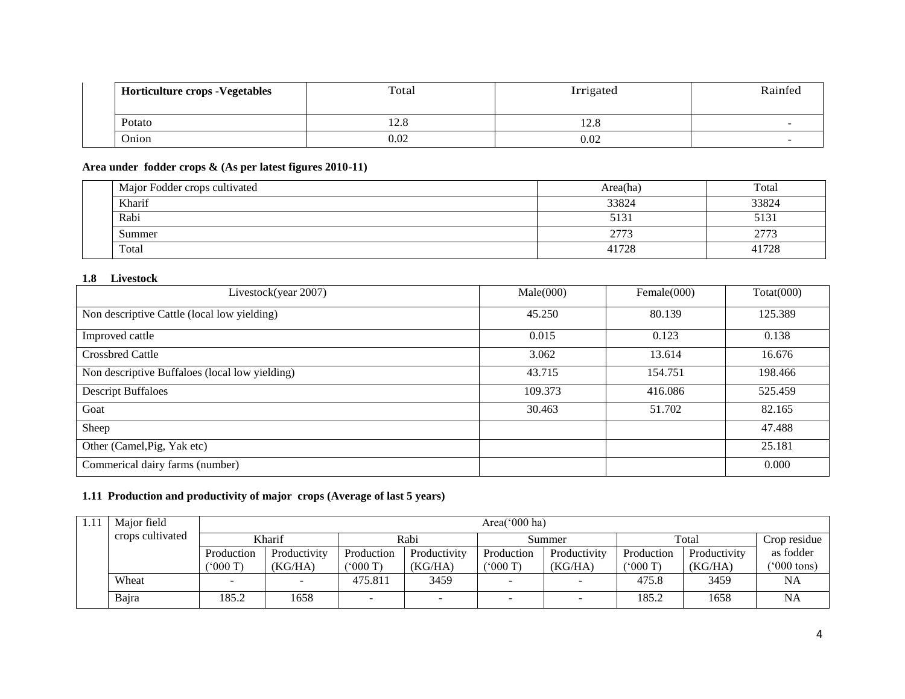| Horticulture crops -Vegetables | Total | Irrigated | Rainfed |
|---|---|---|---|
| Potato | 12.8 | 12.8 | - |
| Onion | 0.02 | 0.02 | - |

**Area under fodder crops & (As per latest figures 2010-11)**

| Major Fodder crops cultivated | Area(ha) | Total |
|---|---|---|
| Kharif | 33824 | 33824 |
| Rabi | 5131 | 5131 |
| Summer | 2773 | 2773 |
| Total | 41728 | 41728 |

### 1.8 Livestock

| Livestock(year 2007) | Male(000) | Female(000) | Totat(000) |
|---|---|---|---|
| Non descriptive Cattle (local low yielding) | 45.250 | 80.139 | 125.389 |
| Improved cattle | 0.015 | 0.123 | 0.138 |
| Crossbred Cattle | 3.062 | 13.614 | 16.676 |
| Non descriptive Buffaloes (local low yielding) | 43.715 | 154.751 | 198.466 |
| Descript Buffaloes | 109.373 | 416.086 | 525.459 |
| Goat | 30.463 | 51.702 | 82.165 |
| Sheep | | | 47.488 |
| Other (Camel,Pig, Yak etc) | | | 25.181 |
| Commerical dairy farms (number) | | | 0.000 |

### 1.11 Production and productivity of major crops (Average of last 5 years)

| 1.11 | Major field crops cultivated | Area('000 ha) | | | | | | | | |
|---|---|---|---|---|---|---|---|---|---|---|
| | | Kharif | | Rabi | | Summer | | Total | | Crop residue as fodder ('000 tons) |
| | | Production ('000 T) | Productivity (KG/HA) | Production ('000 T) | Productivity (KG/HA) | Production ('000 T) | Productivity (KG/HA) | Production ('000 T) | Productivity (KG/HA) | |
| | Wheat | - | - | 475.811 | 3459 | - | - | 475.8 | 3459 | NA |
| | Bajra | 185.2 | 1658 | - | - | - | - | 185.2 | 1658 | NA |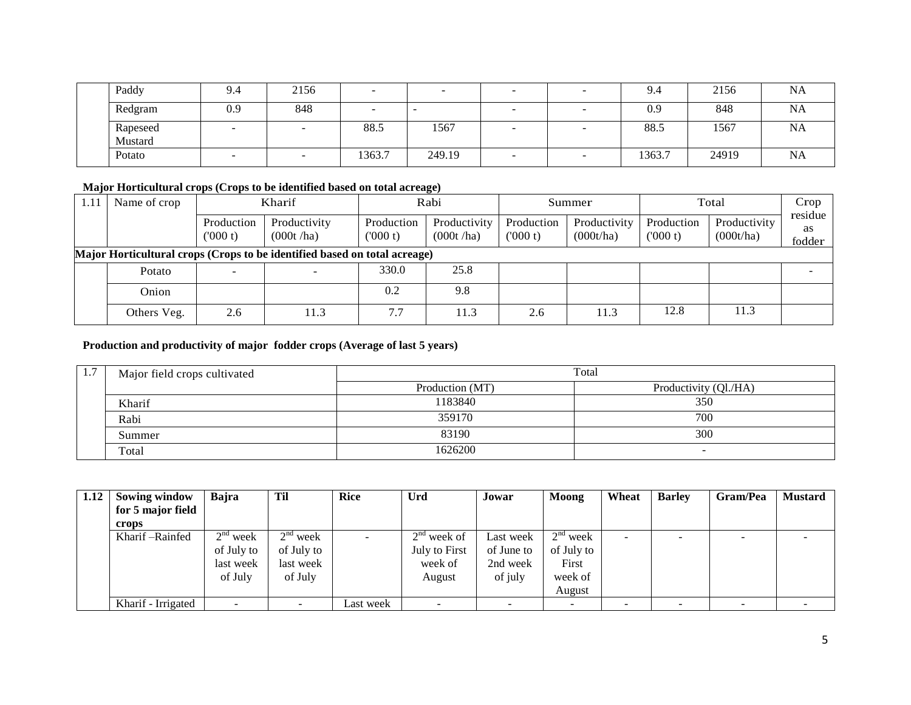|  | Paddy | 9.4 | 2156 | - | - | - | - | 9.4 | 2156 | NA |
|---|---|---|---|---|---|---|---|---|---|---|
|  | Redgram | 0.9 | 848 | - | - | - | - | 0.9 | 848 | NA |
|  | Rapeseed Mustard | - | - | 88.5 | 1567 | - | - | 88.5 | 1567 | NA |
|  | Potato | - | - | 1363.7 | 249.19 | - | - | 1363.7 | 24919 | NA |

**Major Horticultural crops (Crops to be identified based on total acreage)**

| 1.11 | Name of crop | Kharif | | Rabi | | Summer | | Total | | Crop residue as fodder |
|---|---|---|---|---|---|---|---|---|---|---|
| | | Production ('000 t) | Productivity (000t /ha) | Production ('000 t) | Productivity (000t /ha) | Production ('000 t) | Productivity (000t/ha) | Production ('000 t) | Productivity (000t/ha) | |
| **Major Horticultural crops (Crops to be identified based on total acreage)** | | | | | | | | | | |
| | Potato | - | - | 330.0 | 25.8 | | | | | - |
| | Onion | | | 0.2 | 9.8 | | | | | |
| | Others Veg. | 2.6 | 11.3 | 7.7 | 11.3 | 2.6 | 11.3 | 12.8 | 11.3 | |

**Production and productivity of major fodder crops (Average of last 5 years)**

| 1.7 | Major field crops cultivated | Total | |
|---|---|---|---|
| | | Production (MT) | Productivity (Ql./HA) |
| | Kharif | 1183840 | 350 |
| | Rabi | 359170 | 700 |
| | Summer | 83190 | 300 |
| | Total | 1626200 | - |

| 1.12 | **Sowing window for 5 major field crops** | **Bajra** | **Til** | **Rice** | **Urd** | **Jowar** | **Moong** | **Wheat** | **Barley** | **Gram/Pea** | **Mustard** |
|---|---|---|---|---|---|---|---|---|---|---|---|
| | Kharif –Rainfed | 2nd week of July to last week of July | 2nd week of July to last week of July | - | 2nd week of July to First week of August | Last week of June to 2nd week of july | 2nd week of July to First week of August | - | - | - | - |
| | Kharif - Irrigated | - | - | Last week | - | - | - | - | - | - | - |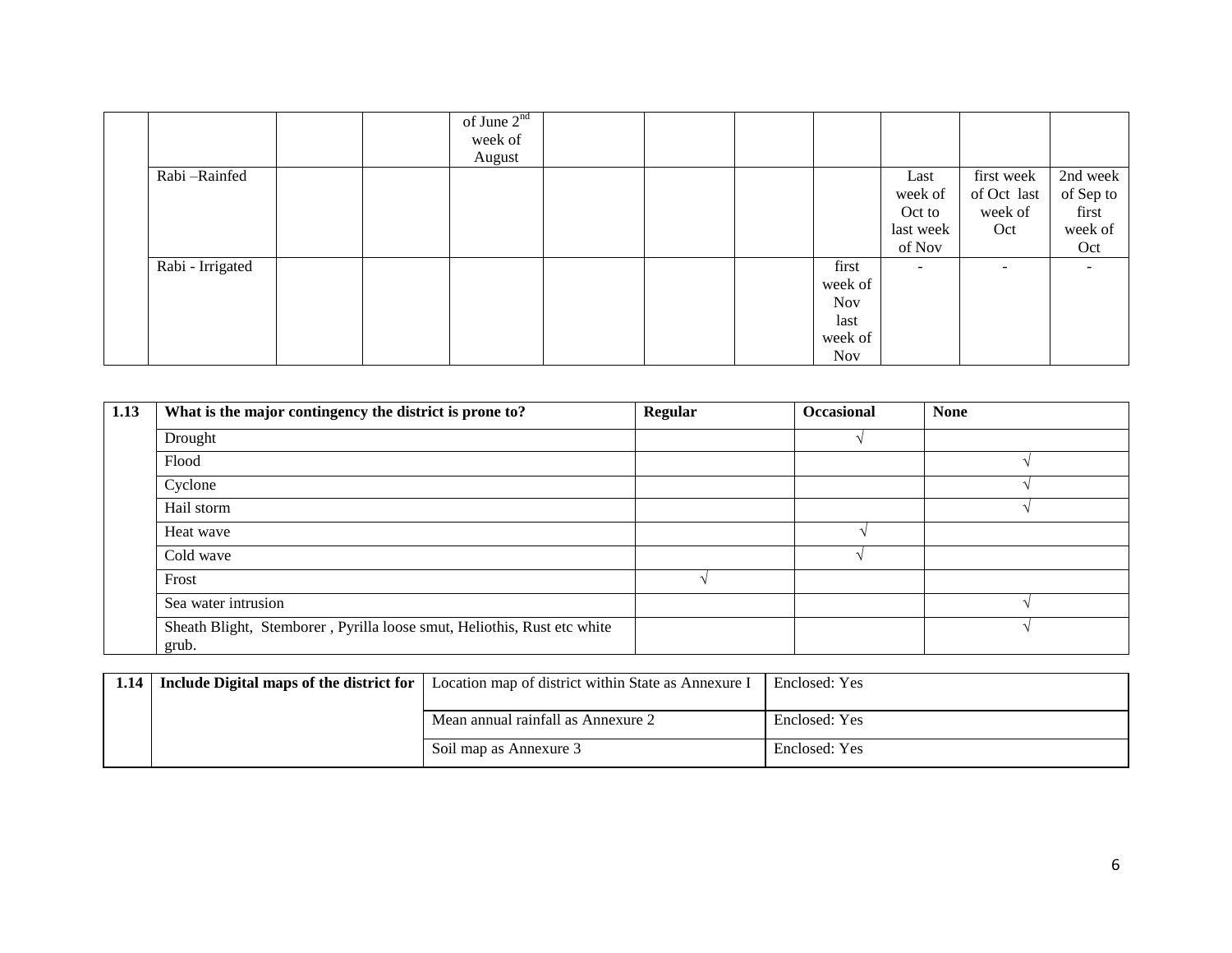| | | | | | | | | | | | |
|---|---|---|---|---|---|---|---|---|---|---|---|
| | | | | of June 2nd week of August | | | | | | | |
| | Rabi –Rainfed | | | | | | | | Last week of Oct to last week of Nov | first week of Oct last week of Oct | 2nd week of Sep to first week of Oct |
| | Rabi - Irrigated | | | | | | | first week of Nov last week of Nov | - | - | - |

| 1.13 | What is the major contingency the district is prone to? | Regular | Occasional | None |
|---|---|---|---|---|
| | Drought | | √ | |
| | Flood | | | √ |
| | Cyclone | | | √ |
| | Hail storm | | | √ |
| | Heat wave | | √ | |
| | Cold wave | | √ | |
| | Frost | √ | | |
| | Sea water intrusion | | | √ |
| | Sheath Blight, Stemborer , Pyrilla loose smut, Heliothis, Rust etc white grub. | | | √ |

| 1.14 | Include Digital maps of the district for | Location map of district within State as Annexure I | Enclosed: Yes |
|---|---|---|---|
| | | Mean annual rainfall as Annexure 2 | Enclosed: Yes |
| | | Soil map as Annexure 3 | Enclosed: Yes |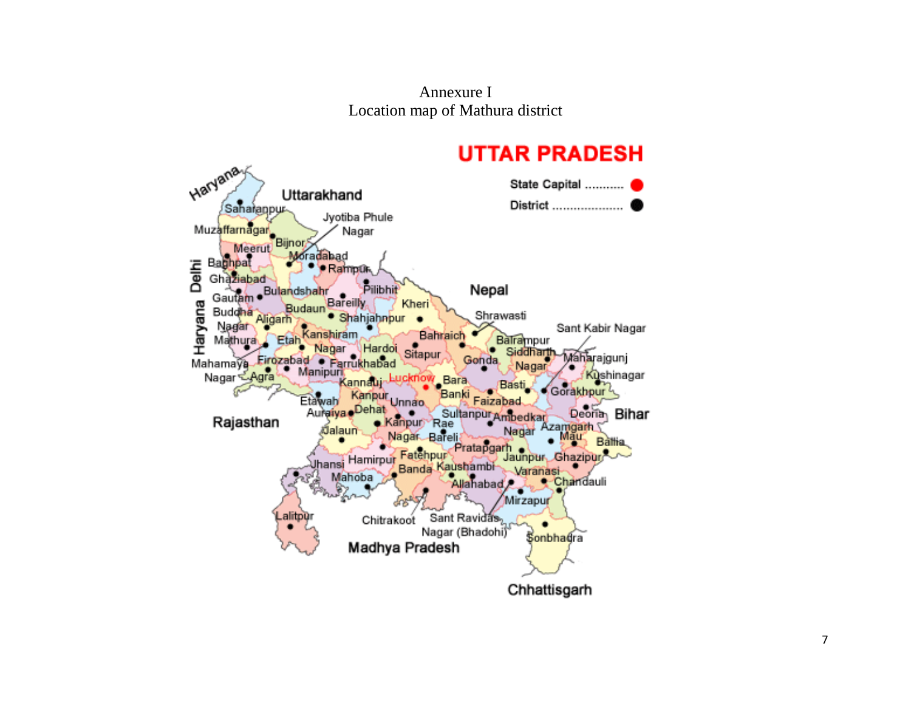Annexure I

Location map of Mathura district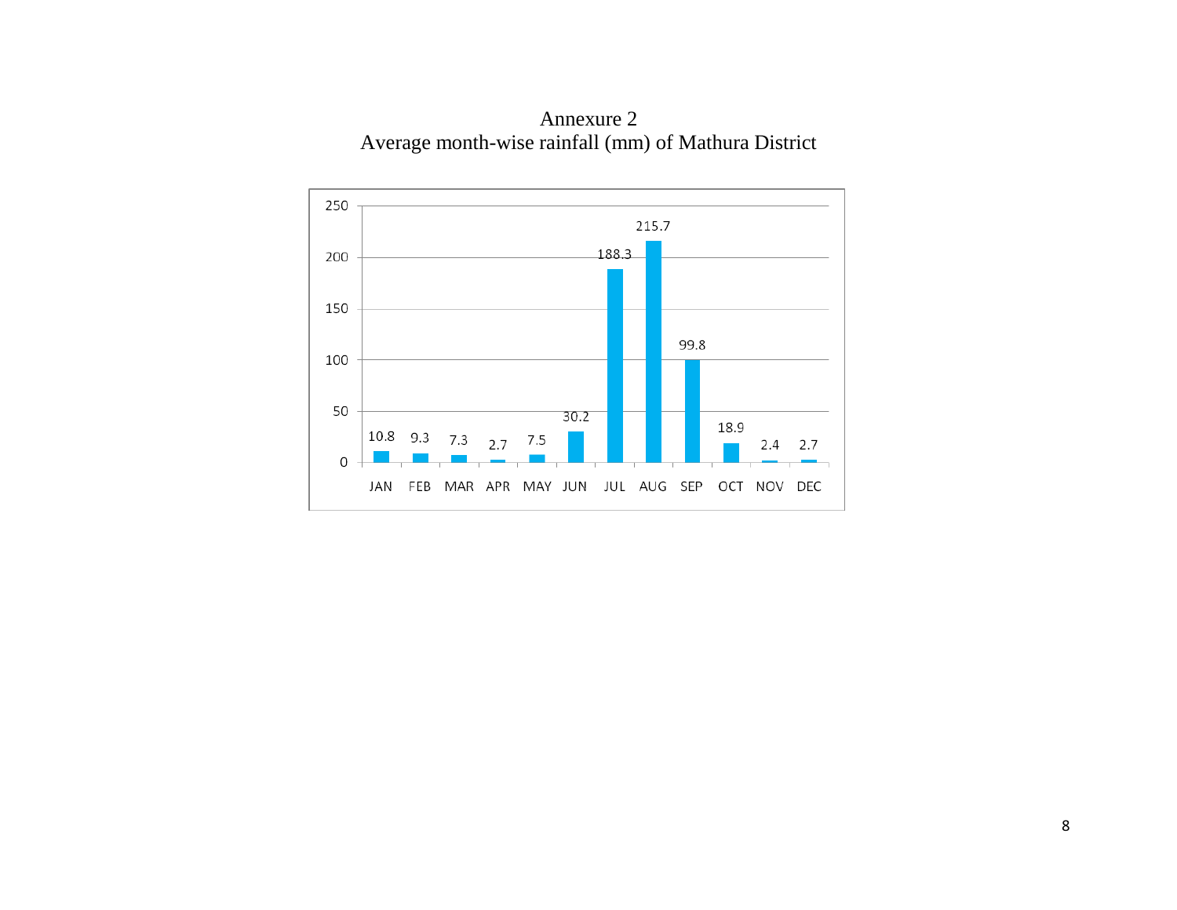# Annexure 2

## Average month-wise rainfall (mm) of Mathura District

| Month | JAN | FEB | MAR | APR | MAY | JUN | JUL | AUG | SEP | OCT | NOV | DEC |
|---|---|---|---|---|---|---|---|---|---|---|---|---|
| Rainfall (mm) | 10.8 | 9.3 | 7.3 | 2.7 | 7.5 | 30.2 | 188.3 | 215.7 | 99.8 | 18.9 | 2.4 | 2.7 |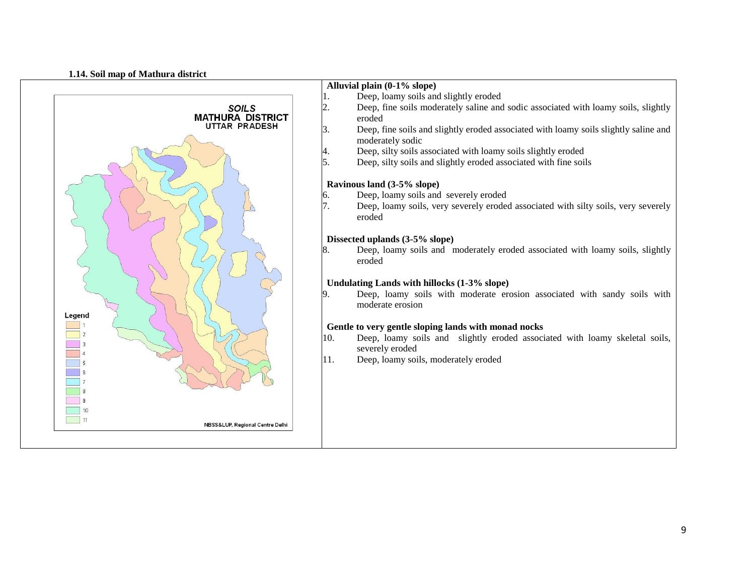**1.14. Soil map of Mathura district**

SOILS
MATHURA DISTRICT
UTTAR PRADESH

Legend
1
2
3
4
5
6
7
8
9
10
11

NBSS&LUP, Regional Centre Delhi

**Alluvial plain (0-1% slope)**

1. Deep, loamy soils and slightly eroded
2. Deep, fine soils moderately saline and sodic associated with loamy soils, slightly eroded
3. Deep, fine soils and slightly eroded associated with loamy soils slightly saline and moderately sodic
4. Deep, silty soils associated with loamy soils slightly eroded
5. Deep, silty soils and slightly eroded associated with fine soils

**Ravinous land (3-5% slope)**

6. Deep, loamy soils and severely eroded
7. Deep, loamy soils, very severely eroded associated with silty soils, very severely eroded

**Dissected uplands (3-5% slope)**

8. Deep, loamy soils and moderately eroded associated with loamy soils, slightly eroded

**Undulating Lands with hillocks (1-3% slope)**

9. Deep, loamy soils with moderate erosion associated with sandy soils with moderate erosion

**Gentle to very gentle sloping lands with monad nocks**

10. Deep, loamy soils and slightly eroded associated with loamy skeletal soils, severely eroded
11. Deep, loamy soils, moderately eroded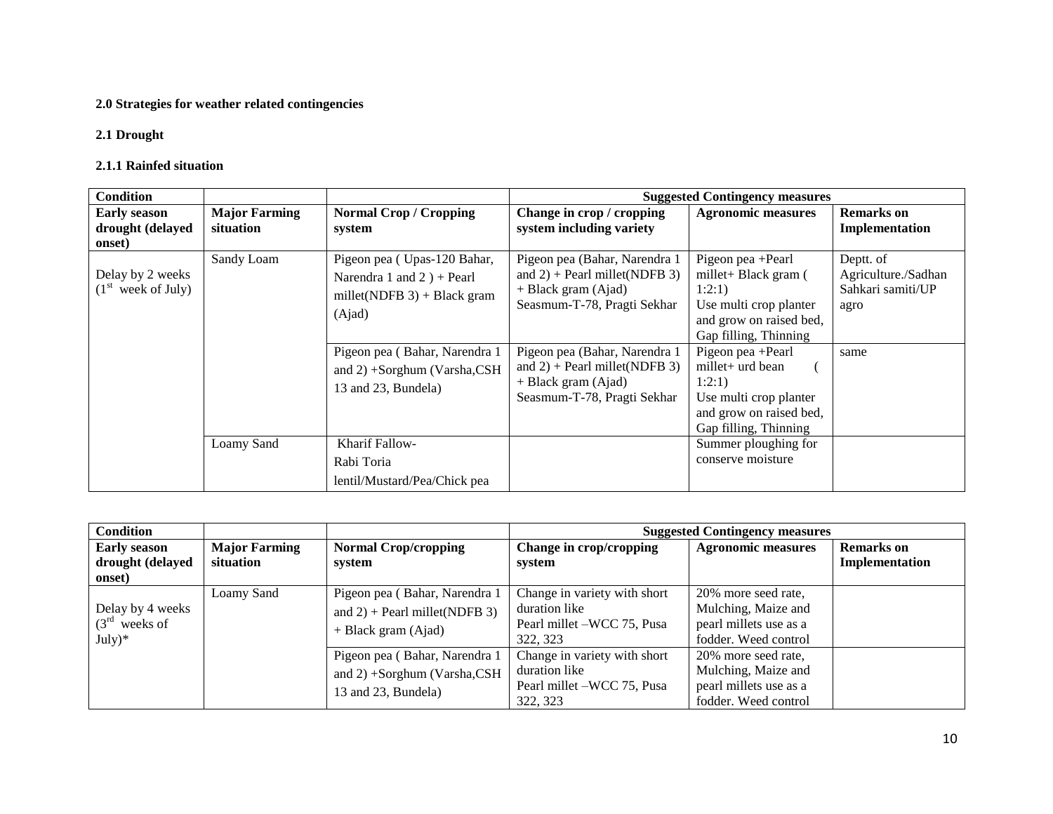**2.0 Strategies for weather related contingencies**

**2.1 Drought**

**2.1.1 Rainfed situation**

| **Condition** | | | **Suggested Contingency measures** | | |
|---|---|---|---|---|---|
| **Early season drought (delayed onset)** | **Major Farming situation** | **Normal Crop / Cropping system** | **Change in crop / cropping system including variety** | **Agronomic measures** | **Remarks on Implementation** |
| Delay by 2 weeks (1st week of July) | Sandy Loam | Pigeon pea ( Upas-120 Bahar, Narendra 1 and 2 ) + Pearl millet(NDFB 3) + Black gram (Ajad) | Pigeon pea (Bahar, Narendra 1 and 2) + Pearl millet(NDFB 3) + Black gram (Ajad) Seasmum-T-78, Pragti Sekhar | Pigeon pea +Pearl millet+ Black gram ( 1:2:1) Use multi crop planter and grow on raised bed, Gap filling, Thinning | Deptt. of Agriculture./Sadhan Sahkari samiti/UP agro |
| | | Pigeon pea ( Bahar, Narendra 1 and 2) +Sorghum (Varsha,CSH 13 and 23, Bundela) | Pigeon pea (Bahar, Narendra 1 and 2) + Pearl millet(NDFB 3) + Black gram (Ajad) Seasmum-T-78, Pragti Sekhar | Pigeon pea +Pearl millet+ urd bean ( 1:2:1) Use multi crop planter and grow on raised bed, Gap filling, Thinning | same |
| | Loamy Sand | Kharif Fallow- Rabi Toria lentil/Mustard/Pea/Chick pea | | Summer ploughing for conserve moisture | |

| **Condition** | | | **Suggested Contingency measures** | | |
|---|---|---|---|---|---|
| **Early season drought (delayed onset)** | **Major Farming situation** | **Normal Crop/cropping system** | **Change in crop/cropping system** | **Agronomic measures** | **Remarks on Implementation** |
| Delay by 4 weeks (3rd weeks of July)* | Loamy Sand | Pigeon pea ( Bahar, Narendra 1 and 2) + Pearl millet(NDFB 3) + Black gram (Ajad) | Change in variety with short duration like Pearl millet –WCC 75, Pusa 322, 323 | 20% more seed rate, Mulching, Maize and pearl millets use as a fodder. Weed control | |
| | | Pigeon pea ( Bahar, Narendra 1 and 2) +Sorghum (Varsha,CSH 13 and 23, Bundela) | Change in variety with short duration like Pearl millet –WCC 75, Pusa 322, 323 | 20% more seed rate, Mulching, Maize and pearl millets use as a fodder. Weed control | |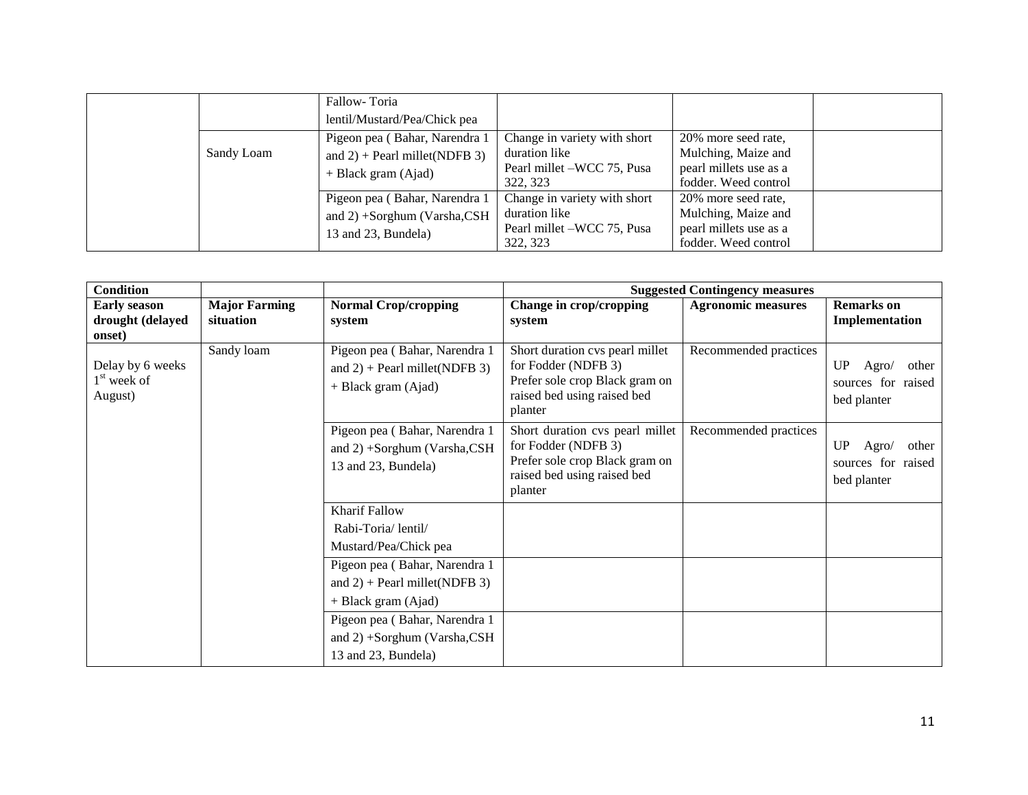| | | Fallow- Toria lentil/Mustard/Pea/Chick pea | | | |
|---|---|---|---|---|---|
| | Sandy Loam | Pigeon pea ( Bahar, Narendra 1 and 2) + Pearl millet(NDFB 3) + Black gram (Ajad) | Change in variety with short duration like Pearl millet –WCC 75, Pusa 322, 323 | 20% more seed rate, Mulching, Maize and pearl millets use as a fodder. Weed control | |
| | | Pigeon pea ( Bahar, Narendra 1 and 2) +Sorghum (Varsha,CSH 13 and 23, Bundela) | Change in variety with short duration like Pearl millet –WCC 75, Pusa 322, 323 | 20% more seed rate, Mulching, Maize and pearl millets use as a fodder. Weed control | |

| **Condition** | | | **Suggested Contingency measures** | | |
|---|---|---|---|---|---|
| **Early season drought (delayed onset)** | **Major Farming situation** | **Normal Crop/cropping system** | **Change in crop/cropping system** | **Agronomic measures** | **Remarks on Implementation** |
| Delay by 6 weeks 1st week of August) | Sandy loam | Pigeon pea ( Bahar, Narendra 1 and 2) + Pearl millet(NDFB 3) + Black gram (Ajad) | Short duration cvs pearl millet for Fodder (NDFB 3) Prefer sole crop Black gram on raised bed using raised bed planter | Recommended practices | UP Agro/ other sources for raised bed planter |
| | | Pigeon pea ( Bahar, Narendra 1 and 2) +Sorghum (Varsha,CSH 13 and 23, Bundela) | Short duration cvs pearl millet for Fodder (NDFB 3) Prefer sole crop Black gram on raised bed using raised bed planter | Recommended practices | UP Agro/ other sources for raised bed planter |
| | | Kharif Fallow Rabi-Toria/ lentil/ Mustard/Pea/Chick pea | | | |
| | | Pigeon pea ( Bahar, Narendra 1 and 2) + Pearl millet(NDFB 3) + Black gram (Ajad) | | | |
| | | Pigeon pea ( Bahar, Narendra 1 and 2) +Sorghum (Varsha,CSH 13 and 23, Bundela) | | | |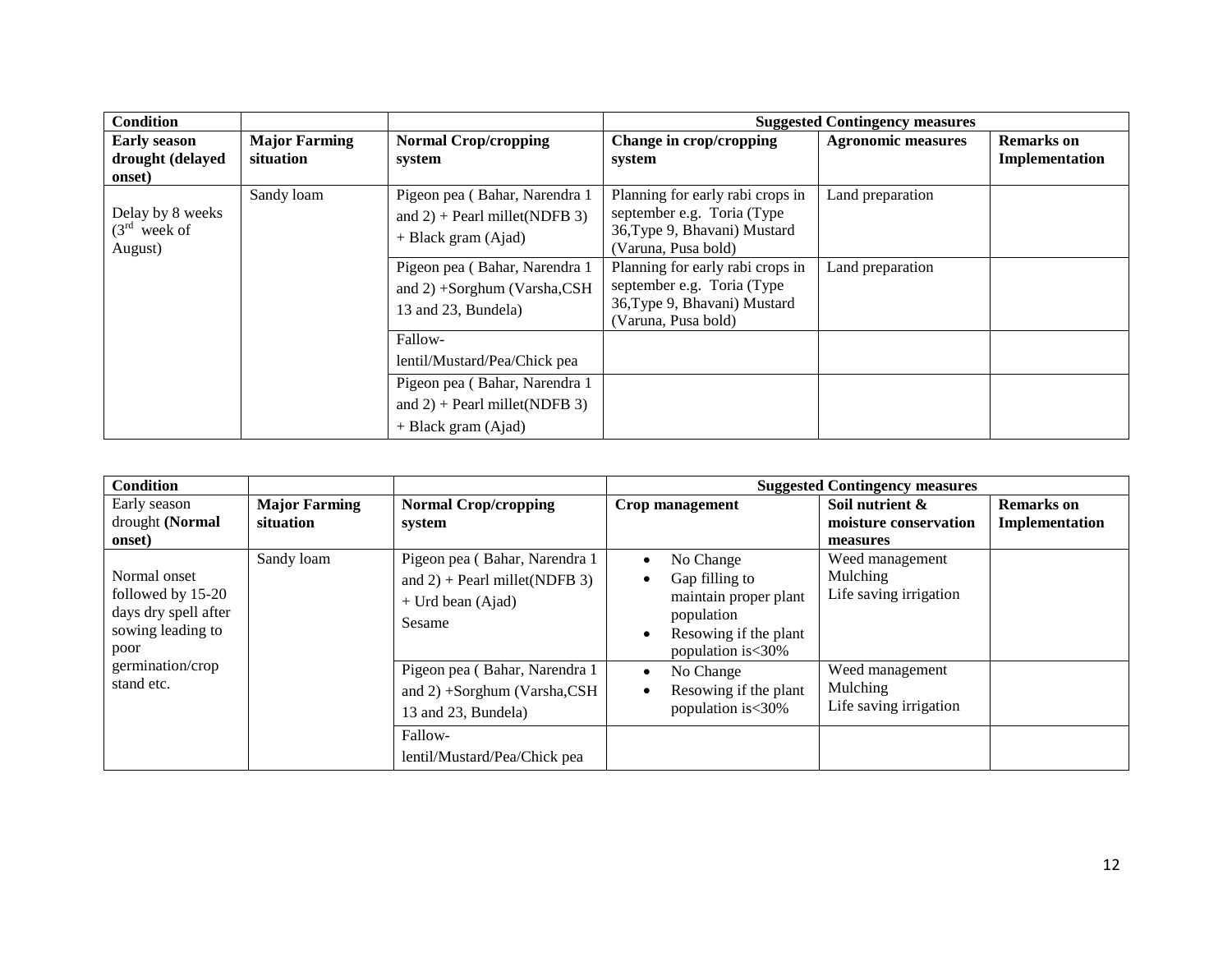| **Condition** | | | **Suggested Contingency measures** | | |
|---|---|---|---|---|---|
| **Early season drought (delayed onset)** | **Major Farming situation** | **Normal Crop/cropping system** | **Change in crop/cropping system** | **Agronomic measures** | **Remarks on Implementation** |
| Delay by 8 weeks (3rd week of August) | Sandy loam | Pigeon pea ( Bahar, Narendra 1 and 2) + Pearl millet(NDFB 3) + Black gram (Ajad) | Planning for early rabi crops in september e.g. Toria (Type 36,Type 9, Bhavani) Mustard (Varuna, Pusa bold) | Land preparation | |
| | | Pigeon pea ( Bahar, Narendra 1 and 2) +Sorghum (Varsha,CSH 13 and 23, Bundela) | Planning for early rabi crops in september e.g. Toria (Type 36,Type 9, Bhavani) Mustard (Varuna, Pusa bold) | Land preparation | |
| | | Fallow-lentil/Mustard/Pea/Chick pea | | | |
| | | Pigeon pea ( Bahar, Narendra 1 and 2) + Pearl millet(NDFB 3) + Black gram (Ajad) | | | |

| **Condition** | | | **Suggested Contingency measures** | | |
|---|---|---|---|---|---|
| Early season drought **(Normal onset)** | **Major Farming situation** | **Normal Crop/cropping system** | **Crop management** | **Soil nutrient & moisture conservation measures** | **Remarks on Implementation** |
| Normal onset followed by 15-20 days dry spell after sowing leading to poor germination/crop stand etc. | Sandy loam | Pigeon pea ( Bahar, Narendra 1 and 2) + Pearl millet(NDFB 3) + Urd bean (Ajad) Sesame | • No Change<br>• Gap filling to maintain proper plant population<br>• Resowing if the plant population is<30% | Weed management<br>Mulching<br>Life saving irrigation | |
| | | Pigeon pea ( Bahar, Narendra 1 and 2) +Sorghum (Varsha,CSH 13 and 23, Bundela) | • No Change<br>• Resowing if the plant population is<30% | Weed management<br>Mulching<br>Life saving irrigation | |
| | | Fallow-lentil/Mustard/Pea/Chick pea | | | |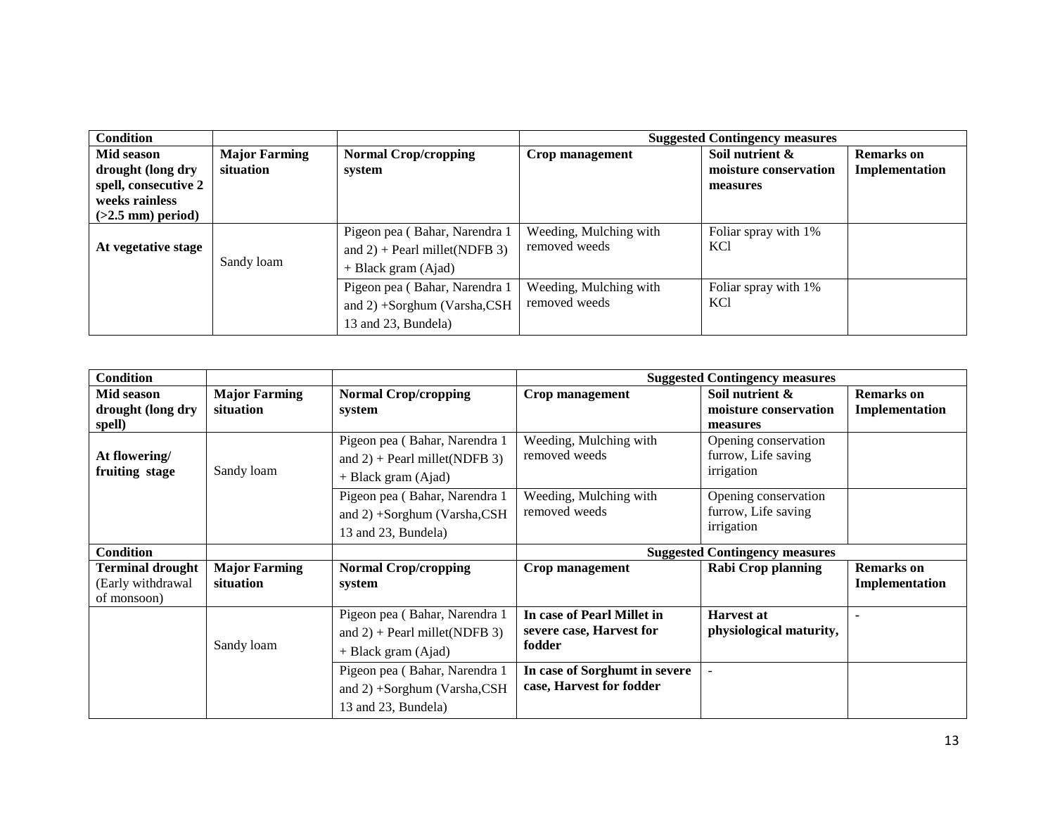| Condition | | | Suggested Contingency measures | | |
|---|---|---|---|---|---|
| **Mid season drought (long dry spell, consecutive 2 weeks rainless (>2.5 mm) period)** | **Major Farming situation** | **Normal Crop/cropping system** | **Crop management** | **Soil nutrient & moisture conservation measures** | **Remarks on Implementation** |
| **At vegetative stage** | Sandy loam | Pigeon pea ( Bahar, Narendra 1 and 2) + Pearl millet(NDFB 3) + Black gram (Ajad) | Weeding, Mulching with removed weeds | Foliar spray with 1% KCl | |
| | | Pigeon pea ( Bahar, Narendra 1 and 2) +Sorghum (Varsha,CSH 13 and 23, Bundela) | Weeding, Mulching with removed weeds | Foliar spray with 1% KCl | |

| Condition | | | Suggested Contingency measures | | |
|---|---|---|---|---|---|
| **Mid season drought (long dry spell)** | **Major Farming situation** | **Normal Crop/cropping system** | **Crop management** | **Soil nutrient & moisture conservation measures** | **Remarks on Implementation** |
| **At flowering/ fruiting stage** | Sandy loam | Pigeon pea ( Bahar, Narendra 1 and 2) + Pearl millet(NDFB 3) + Black gram (Ajad) | Weeding, Mulching with removed weeds | Opening conservation furrow, Life saving irrigation | |
| | | Pigeon pea ( Bahar, Narendra 1 and 2) +Sorghum (Varsha,CSH 13 and 23, Bundela) | Weeding, Mulching with removed weeds | Opening conservation furrow, Life saving irrigation | |
| **Condition** | | | **Suggested Contingency measures** | | |
| **Terminal drought** (Early withdrawal of monsoon) | **Major Farming situation** | **Normal Crop/cropping system** | **Crop management** | **Rabi Crop planning** | **Remarks on Implementation** |
| | Sandy loam | Pigeon pea ( Bahar, Narendra 1 and 2) + Pearl millet(NDFB 3) + Black gram (Ajad) | **In case of Pearl Millet in severe case, Harvest for fodder** | **Harvest at physiological maturity,** | - |
| | | Pigeon pea ( Bahar, Narendra 1 and 2) +Sorghum (Varsha,CSH 13 and 23, Bundela) | **In case of Sorghumt in severe case, Harvest for fodder** | - | |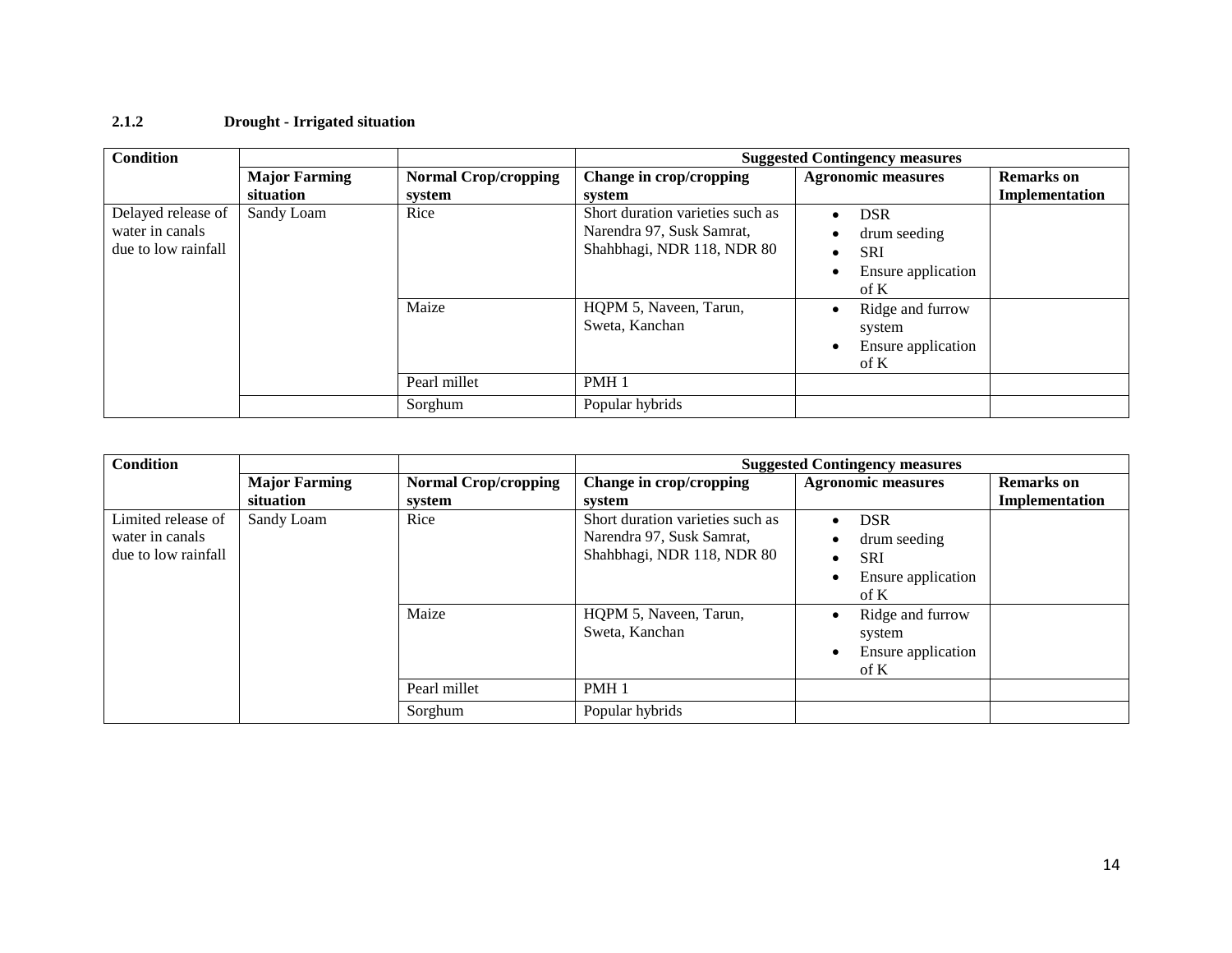### 2.1.2 Drought - Irrigated situation

| Condition | | | Suggested Contingency measures | | |
|---|---|---|---|---|---|
| | **Major Farming situation** | **Normal Crop/cropping system** | **Change in crop/cropping system** | **Agronomic measures** | **Remarks on Implementation** |
| Delayed release of water in canals due to low rainfall | Sandy Loam | Rice | Short duration varieties such as Narendra 97, Susk Samrat, Shahbhagi, NDR 118, NDR 80 | • DSR<br>• drum seeding<br>• SRI<br>• Ensure application of K | |
| | | Maize | HQPM 5, Naveen, Tarun, Sweta, Kanchan | • Ridge and furrow system<br>• Ensure application of K | |
| | | Pearl millet | PMH 1 | | |
| | | Sorghum | Popular hybrids | | |

| Condition | | | Suggested Contingency measures | | |
|---|---|---|---|---|---|
| | **Major Farming situation** | **Normal Crop/cropping system** | **Change in crop/cropping system** | **Agronomic measures** | **Remarks on Implementation** |
| Limited release of water in canals due to low rainfall | Sandy Loam | Rice | Short duration varieties such as Narendra 97, Susk Samrat, Shahbhagi, NDR 118, NDR 80 | • DSR<br>• drum seeding<br>• SRI<br>• Ensure application of K | |
| | | Maize | HQPM 5, Naveen, Tarun, Sweta, Kanchan | • Ridge and furrow system<br>• Ensure application of K | |
| | | Pearl millet | PMH 1 | | |
| | | Sorghum | Popular hybrids | | |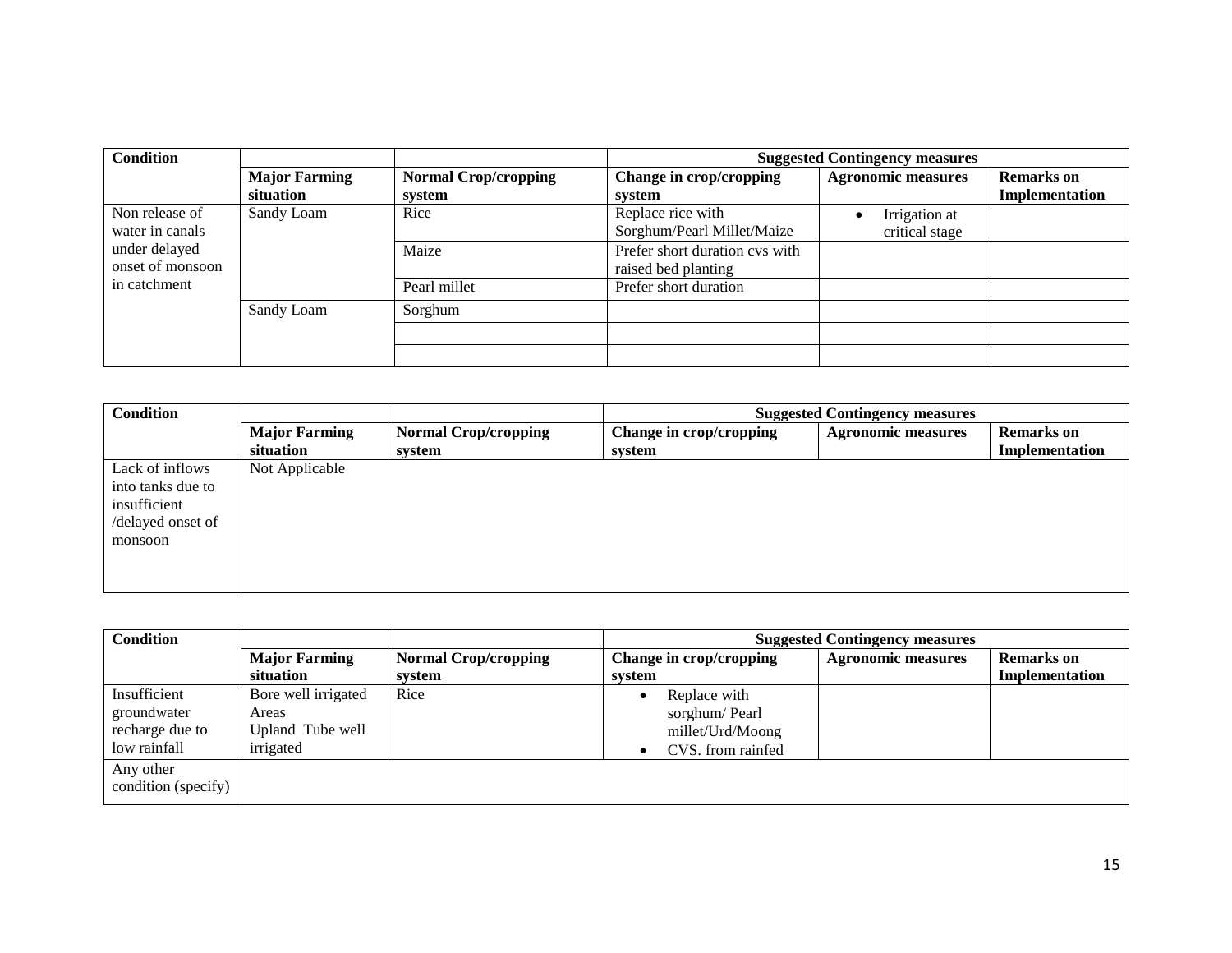| Condition | | | Suggested Contingency measures | | |
|---|---|---|---|---|---|
| | Major Farming situation | Normal Crop/cropping system | Change in crop/cropping system | Agronomic measures | Remarks on Implementation |
| Non release of water in canals under delayed onset of monsoon in catchment | Sandy Loam | Rice | Replace rice with Sorghum/Pearl Millet/Maize | • Irrigation at critical stage | |
| | | Maize | Prefer short duration cvs with raised bed planting | | |
| | | Pearl millet | Prefer short duration | | |
| | Sandy Loam | Sorghum | | | |
| | | | | | |
| | | | | | |

| Condition | | | Suggested Contingency measures | | |
|---|---|---|---|---|---|
| | Major Farming situation | Normal Crop/cropping system | Change in crop/cropping system | Agronomic measures | Remarks on Implementation |
| Lack of inflows into tanks due to insufficient /delayed onset of monsoon | Not Applicable | | | | |

| Condition | | | Suggested Contingency measures | | |
|---|---|---|---|---|---|
| | Major Farming situation | Normal Crop/cropping system | Change in crop/cropping system | Agronomic measures | Remarks on Implementation |
| Insufficient groundwater recharge due to low rainfall | Bore well irrigated Areas Upland Tube well irrigated | Rice | • Replace with sorghum/ Pearl millet/Urd/Moong<br>• CVS. from rainfed | | |
| Any other condition (specify) | | | | | |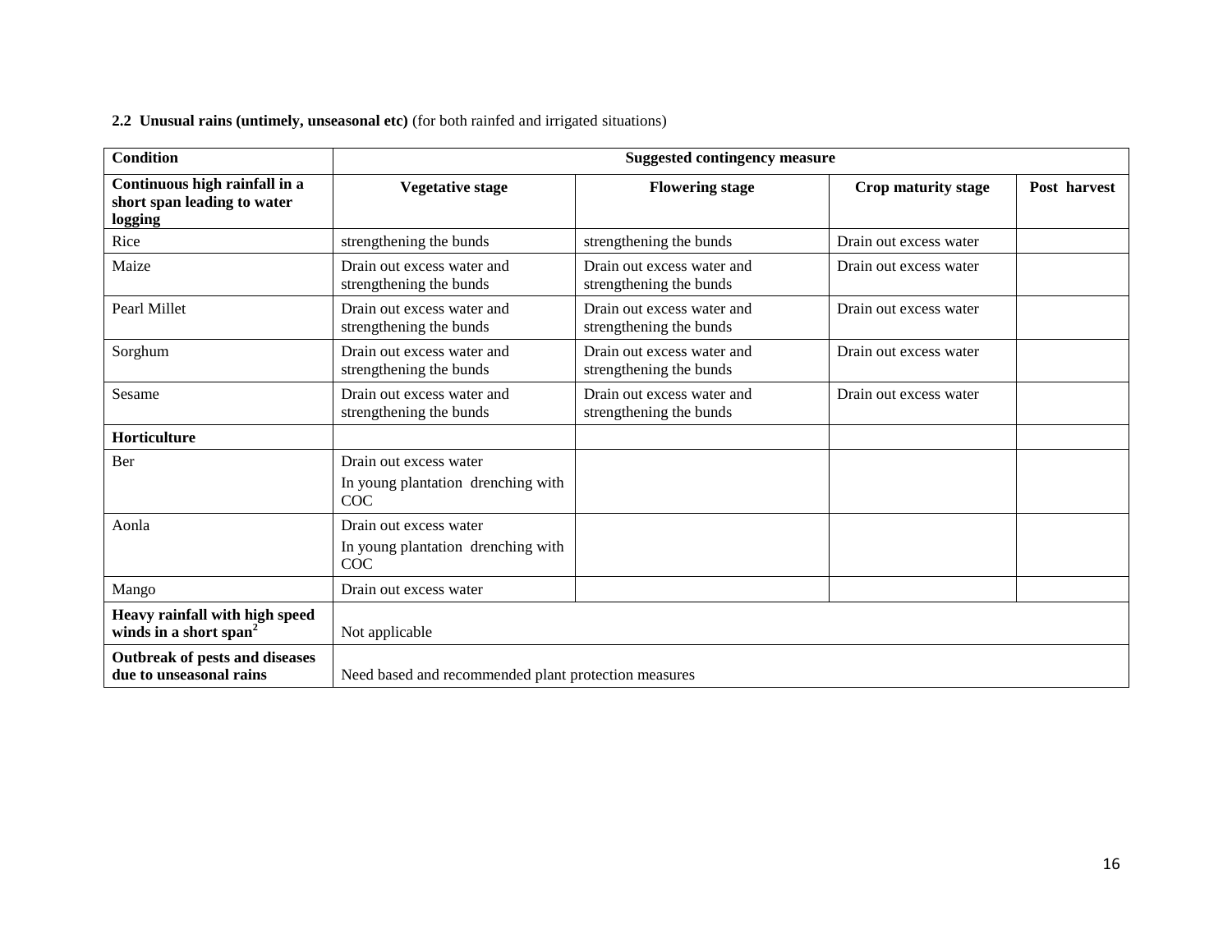**2.2 Unusual rains (untimely, unseasonal etc)** (for both rainfed and irrigated situations)

| Condition | Suggested contingency measure | | | |
|---|---|---|---|---|
| **Continuous high rainfall in a short span leading to water logging** | **Vegetative stage** | **Flowering stage** | **Crop maturity stage** | **Post harvest** |
| Rice | strengthening the bunds | strengthening the bunds | Drain out excess water | |
| Maize | Drain out excess water and strengthening the bunds | Drain out excess water and strengthening the bunds | Drain out excess water | |
| Pearl Millet | Drain out excess water and strengthening the bunds | Drain out excess water and strengthening the bunds | Drain out excess water | |
| Sorghum | Drain out excess water and strengthening the bunds | Drain out excess water and strengthening the bunds | Drain out excess water | |
| Sesame | Drain out excess water and strengthening the bunds | Drain out excess water and strengthening the bunds | Drain out excess water | |
| **Horticulture** | | | | |
| Ber | Drain out excess water<br>In young plantation drenching with COC | | | |
| Aonla | Drain out excess water<br>In young plantation drenching with COC | | | |
| Mango | Drain out excess water | | | |
| **Heavy rainfall with high speed winds in a short span**[2] | Not applicable | | | |
| **Outbreak of pests and diseases due to unseasonal rains** | Need based and recommended plant protection measures | | | |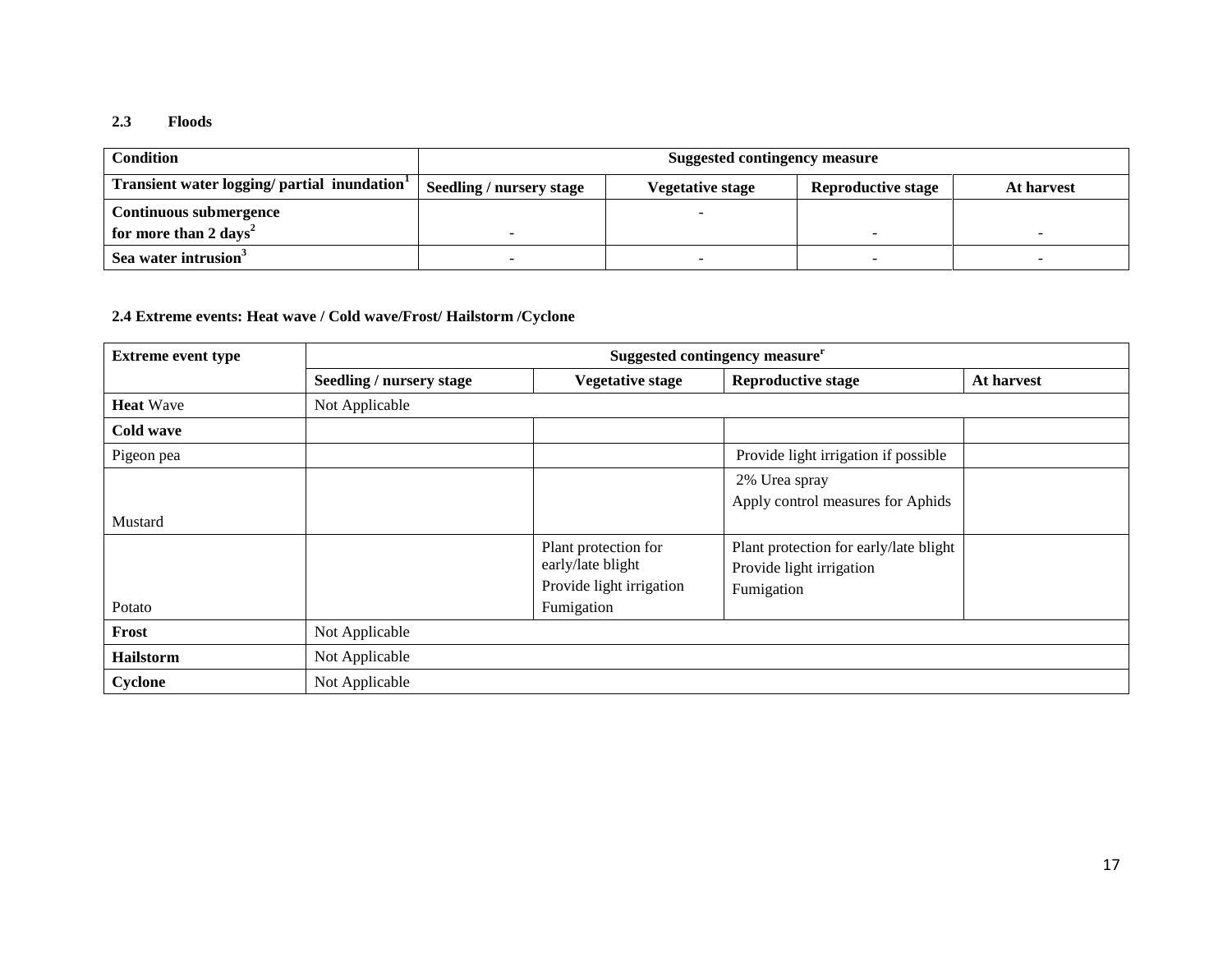### 2.3 Floods

| Condition | Suggested contingency measure | | | |
|---|---|---|---|---|
| Transient water logging/ partial inundation[1] | Seedling / nursery stage | Vegetative stage | Reproductive stage | At harvest |
| Continuous submergence for more than 2 days[2] | - | - | - | - |
| Sea water intrusion[3] | - | - | - | - |

### 2.4 Extreme events: Heat wave / Cold wave/Frost/ Hailstorm /Cyclone

| Extreme event type | Suggested contingency measure[r] | | | |
|---|---|---|---|---|
| | Seedling / nursery stage | Vegetative stage | Reproductive stage | At harvest |
| **Heat** Wave | Not Applicable | | | |
| **Cold wave** | | | | |
| Pigeon pea | | | Provide light irrigation if possible | |
| Mustard | | | 2% Urea spray<br>Apply control measures for Aphids | |
| Potato | | Plant protection for early/late blight<br>Provide light irrigation<br>Fumigation | Plant protection for early/late blight<br>Provide light irrigation<br>Fumigation | |
| **Frost** | Not Applicable | | | |
| **Hailstorm** | Not Applicable | | | |
| **Cyclone** | Not Applicable | | | |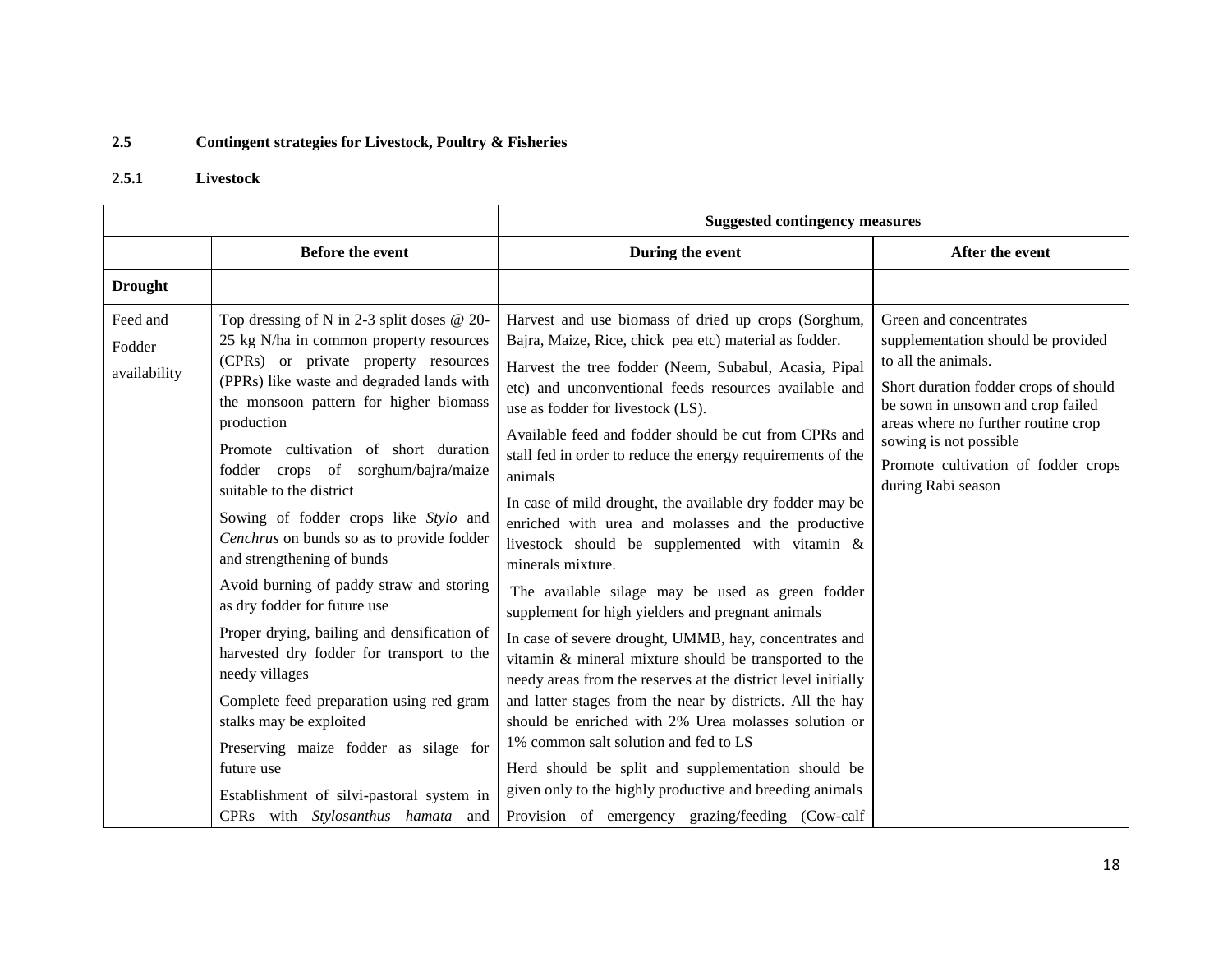**2.5 Contingent strategies for Livestock, Poultry & Fisheries**

**2.5.1 Livestock**

| | Suggested contingency measures | | |
|---|---|---|---|
| | **Before the event** | **During the event** | **After the event** |
| **Drought** | | | |
| Feed and Fodder availability | Top dressing of N in 2-3 split doses @ 20-25 kg N/ha in common property resources (CPRs) or private property resources (PPRs) like waste and degraded lands with the monsoon pattern for higher biomass production<br><br>Promote cultivation of short duration fodder crops of sorghum/bajra/maize suitable to the district<br><br>Sowing of fodder crops like *Stylo* and *Cenchrus* on bunds so as to provide fodder and strengthening of bunds<br><br>Avoid burning of paddy straw and storing as dry fodder for future use<br><br>Proper drying, bailing and densification of harvested dry fodder for transport to the needy villages<br><br>Complete feed preparation using red gram stalks may be exploited<br><br>Preserving maize fodder as silage for future use<br><br>Establishment of silvi-pastoral system in CPRs with *Stylosanthus hamata* and | Harvest and use biomass of dried up crops (Sorghum, Bajra, Maize, Rice, chick pea etc) material as fodder.<br><br>Harvest the tree fodder (Neem, Subabul, Acasia, Pipal etc) and unconventional feeds resources available and use as fodder for livestock (LS).<br><br>Available feed and fodder should be cut from CPRs and stall fed in order to reduce the energy requirements of the animals<br><br>In case of mild drought, the available dry fodder may be enriched with urea and molasses and the productive livestock should be supplemented with vitamin & minerals mixture.<br><br>The available silage may be used as green fodder supplement for high yielders and pregnant animals<br><br>In case of severe drought, UMMB, hay, concentrates and vitamin & mineral mixture should be transported to the needy areas from the reserves at the district level initially and latter stages from the near by districts. All the hay should be enriched with 2% Urea molasses solution or 1% common salt solution and fed to LS<br><br>Herd should be split and supplementation should be given only to the highly productive and breeding animals<br><br>Provision of emergency grazing/feeding (Cow-calf | Green and concentrates supplementation should be provided to all the animals.<br><br>Short duration fodder crops of should be sown in unsown and crop failed areas where no further routine crop sowing is not possible<br><br>Promote cultivation of fodder crops during Rabi season |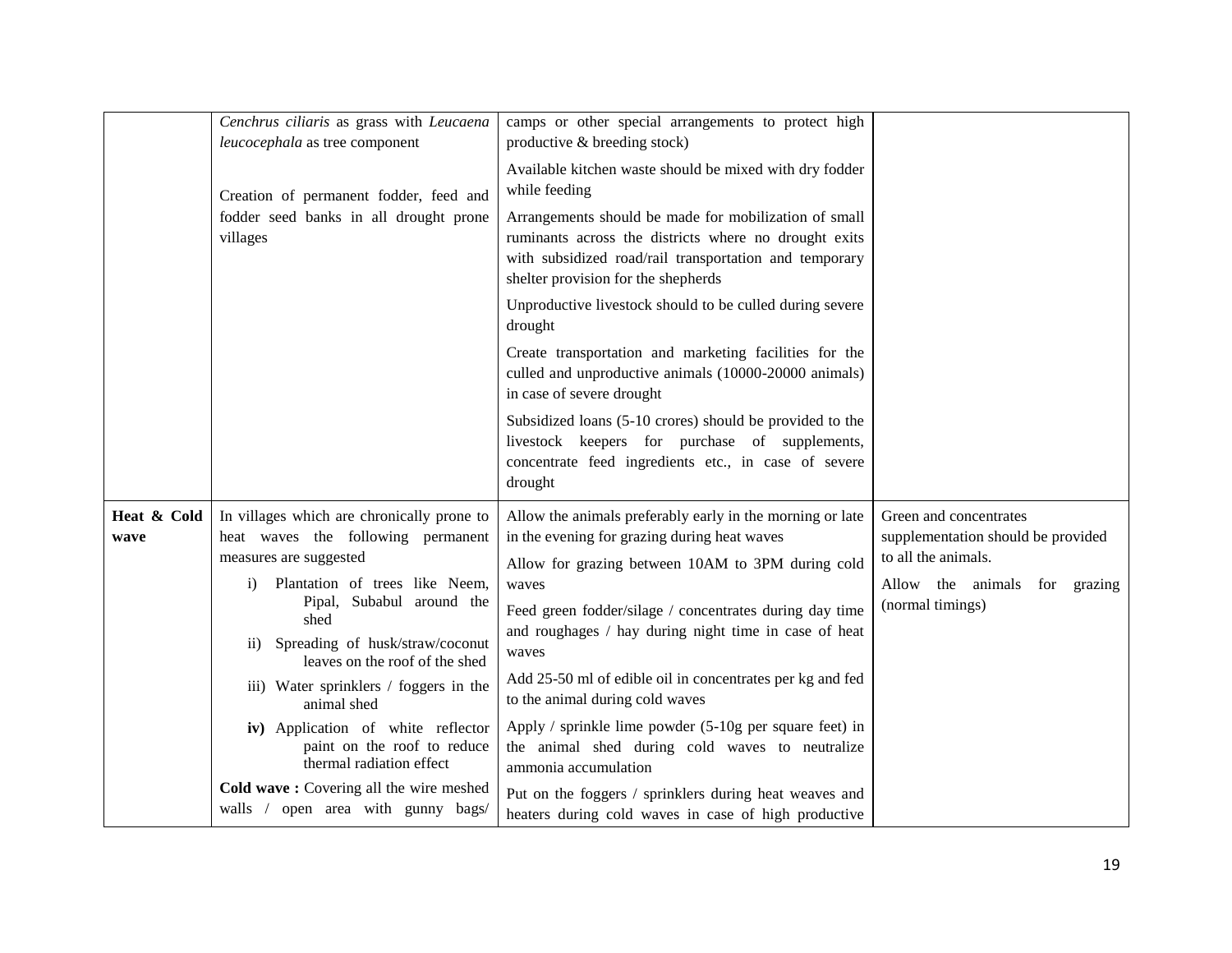|  |  |  |  |
|---|---|---|---|
|  | *Cenchrus ciliaris* as grass with *Leucaena leucocephala* as tree component<br><br>Creation of permanent fodder, feed and fodder seed banks in all drought prone villages | camps or other special arrangements to protect high productive & breeding stock)<br><br>Available kitchen waste should be mixed with dry fodder while feeding<br><br>Arrangements should be made for mobilization of small ruminants across the districts where no drought exits with subsidized road/rail transportation and temporary shelter provision for the shepherds<br><br>Unproductive livestock should to be culled during severe drought<br><br>Create transportation and marketing facilities for the culled and unproductive animals (10000-20000 animals) in case of severe drought<br><br>Subsidized loans (5-10 crores) should be provided to the livestock keepers for purchase of supplements, concentrate feed ingredients etc., in case of severe drought |  |
| **Heat & Cold wave** | In villages which are chronically prone to heat waves the following permanent measures are suggested<br><br>i) Plantation of trees like Neem, Pipal, Subabul around the shed<br><br>ii) Spreading of husk/straw/coconut leaves on the roof of the shed<br><br>iii) Water sprinklers / foggers in the animal shed<br><br>**iv)** Application of white reflector paint on the roof to reduce thermal radiation effect<br><br>**Cold wave :** Covering all the wire meshed walls / open area with gunny bags/ | Allow the animals preferably early in the morning or late in the evening for grazing during heat waves<br><br>Allow for grazing between 10AM to 3PM during cold waves<br><br>Feed green fodder/silage / concentrates during day time and roughages / hay during night time in case of heat waves<br><br>Add 25-50 ml of edible oil in concentrates per kg and fed to the animal during cold waves<br><br>Apply / sprinkle lime powder (5-10g per square feet) in the animal shed during cold waves to neutralize ammonia accumulation<br><br>Put on the foggers / sprinklers during heat weaves and heaters during cold waves in case of high productive | Green and concentrates supplementation should be provided to all the animals.<br><br>Allow the animals for grazing (normal timings) |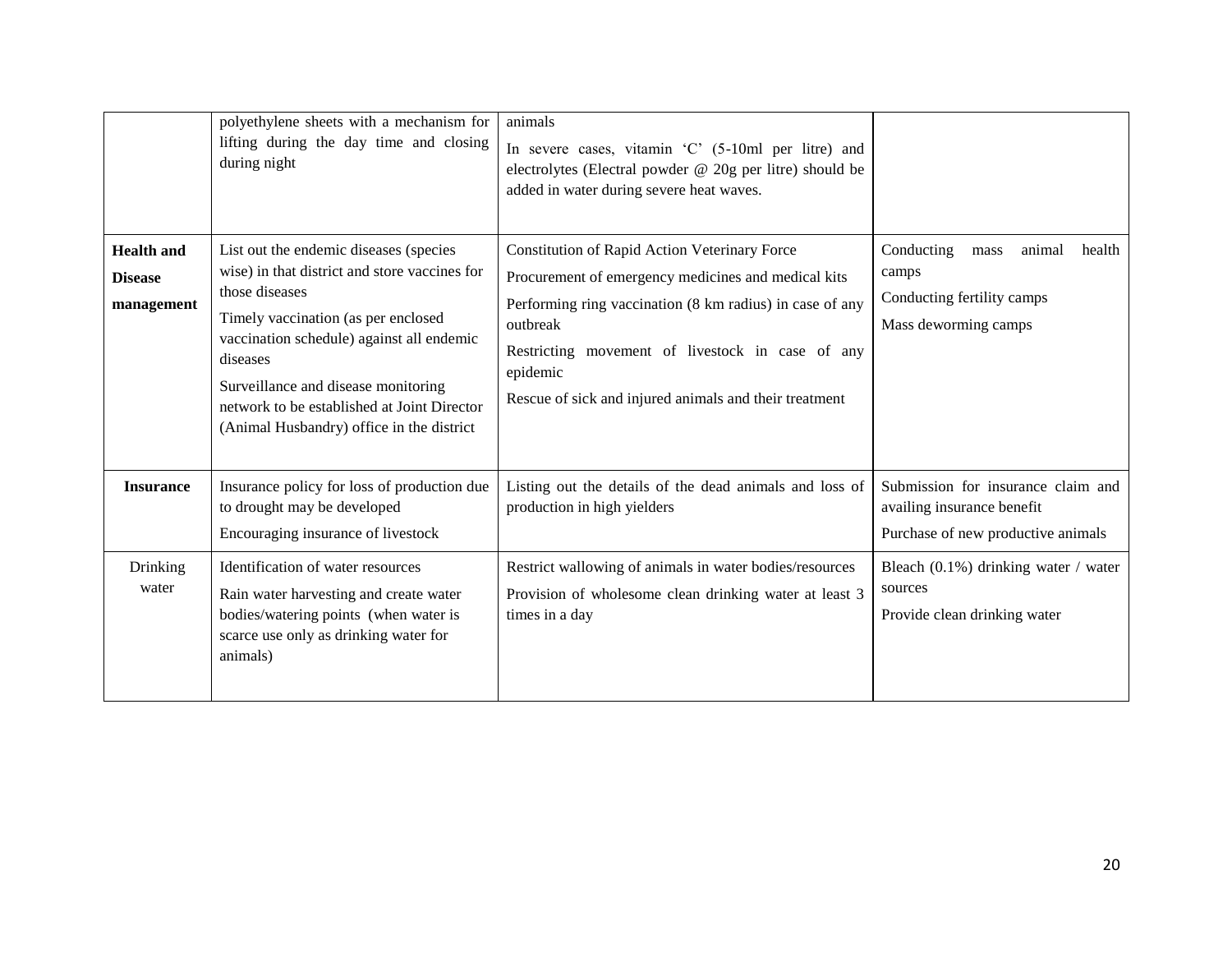| | | | |
|---|---|---|---|
| | polyethylene sheets with a mechanism for lifting during the day time and closing during night | animals<br>In severe cases, vitamin 'C' (5-10ml per litre) and electrolytes (Electral powder @ 20g per litre) should be added in water during severe heat waves. | |
| **Health and Disease management** | List out the endemic diseases (species wise) in that district and store vaccines for those diseases<br>Timely vaccination (as per enclosed vaccination schedule) against all endemic diseases<br>Surveillance and disease monitoring network to be established at Joint Director (Animal Husbandry) office in the district | Constitution of Rapid Action Veterinary Force<br>Procurement of emergency medicines and medical kits<br>Performing ring vaccination (8 km radius) in case of any outbreak<br>Restricting movement of livestock in case of any epidemic<br>Rescue of sick and injured animals and their treatment | Conducting mass animal health camps<br>Conducting fertility camps<br>Mass deworming camps |
| **Insurance** | Insurance policy for loss of production due to drought may be developed<br>Encouraging insurance of livestock | Listing out the details of the dead animals and loss of production in high yielders | Submission for insurance claim and availing insurance benefit<br>Purchase of new productive animals |
| Drinking water | Identification of water resources<br>Rain water harvesting and create water bodies/watering points (when water is scarce use only as drinking water for animals) | Restrict wallowing of animals in water bodies/resources<br>Provision of wholesome clean drinking water at least 3 times in a day | Bleach (0.1%) drinking water / water sources<br>Provide clean drinking water |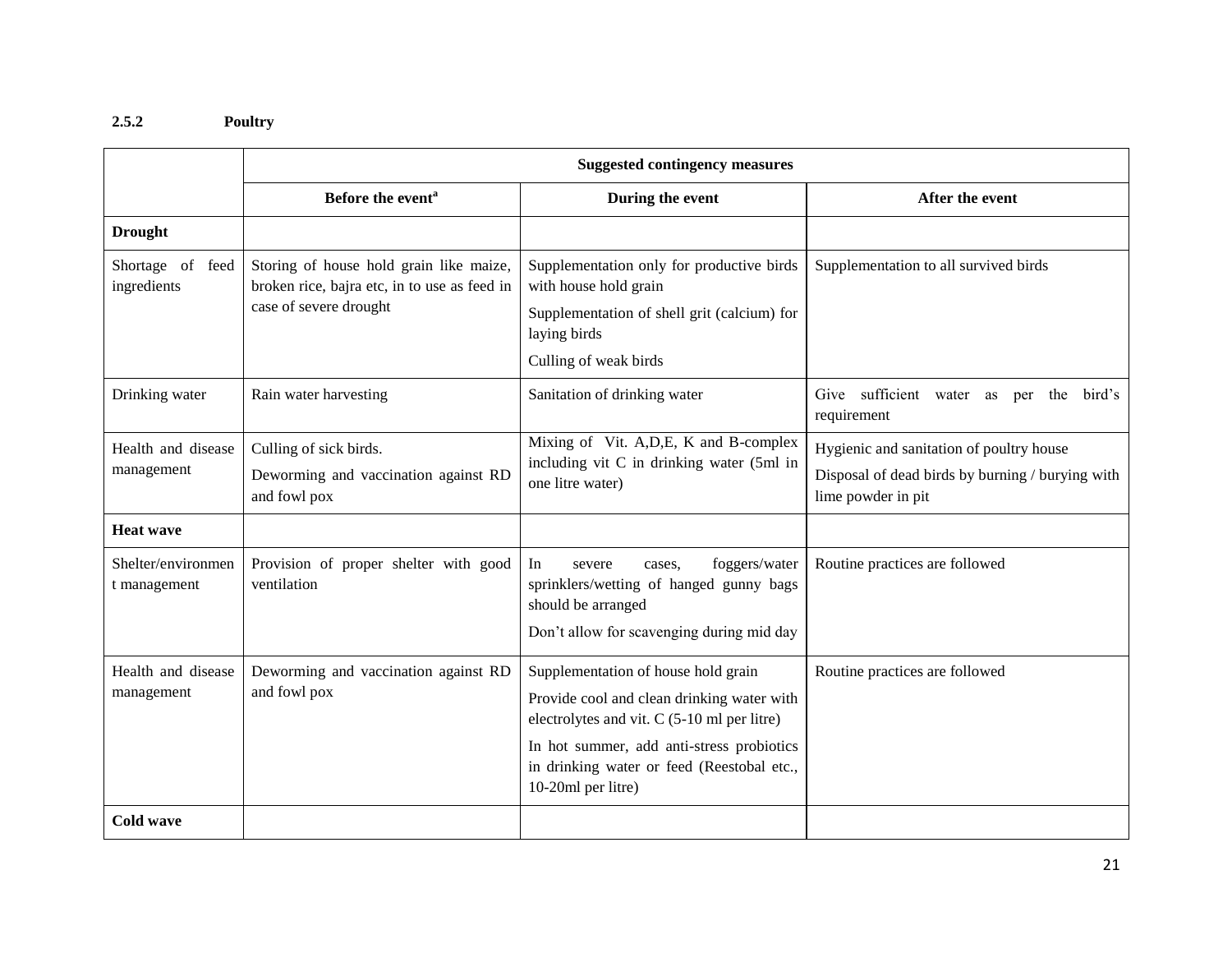### 2.5.2 Poultry

| | Suggested contingency measures | | |
|---|---|---|---|
| | Before the event[a] | During the event | After the event |
| **Drought** | | | |
| Shortage of feed ingredients | Storing of house hold grain like maize, broken rice, bajra etc, in to use as feed in case of severe drought | Supplementation only for productive birds with house hold grain<br>Supplementation of shell grit (calcium) for laying birds<br>Culling of weak birds | Supplementation to all survived birds |
| Drinking water | Rain water harvesting | Sanitation of drinking water | Give sufficient water as per the bird's requirement |
| Health and disease management | Culling of sick birds.<br>Deworming and vaccination against RD and fowl pox | Mixing of Vit. A,D,E, K and B-complex including vit C in drinking water (5ml in one litre water) | Hygienic and sanitation of poultry house<br>Disposal of dead birds by burning / burying with lime powder in pit |
| **Heat wave** | | | |
| Shelter/environment management | Provision of proper shelter with good ventilation | In severe cases, foggers/water sprinklers/wetting of hanged gunny bags should be arranged<br>Don't allow for scavenging during mid day | Routine practices are followed |
| Health and disease management | Deworming and vaccination against RD and fowl pox | Supplementation of house hold grain<br>Provide cool and clean drinking water with electrolytes and vit. C (5-10 ml per litre)<br>In hot summer, add anti-stress probiotics in drinking water or feed (Reestobal etc., 10-20ml per litre) | Routine practices are followed |
| **Cold wave** | | | |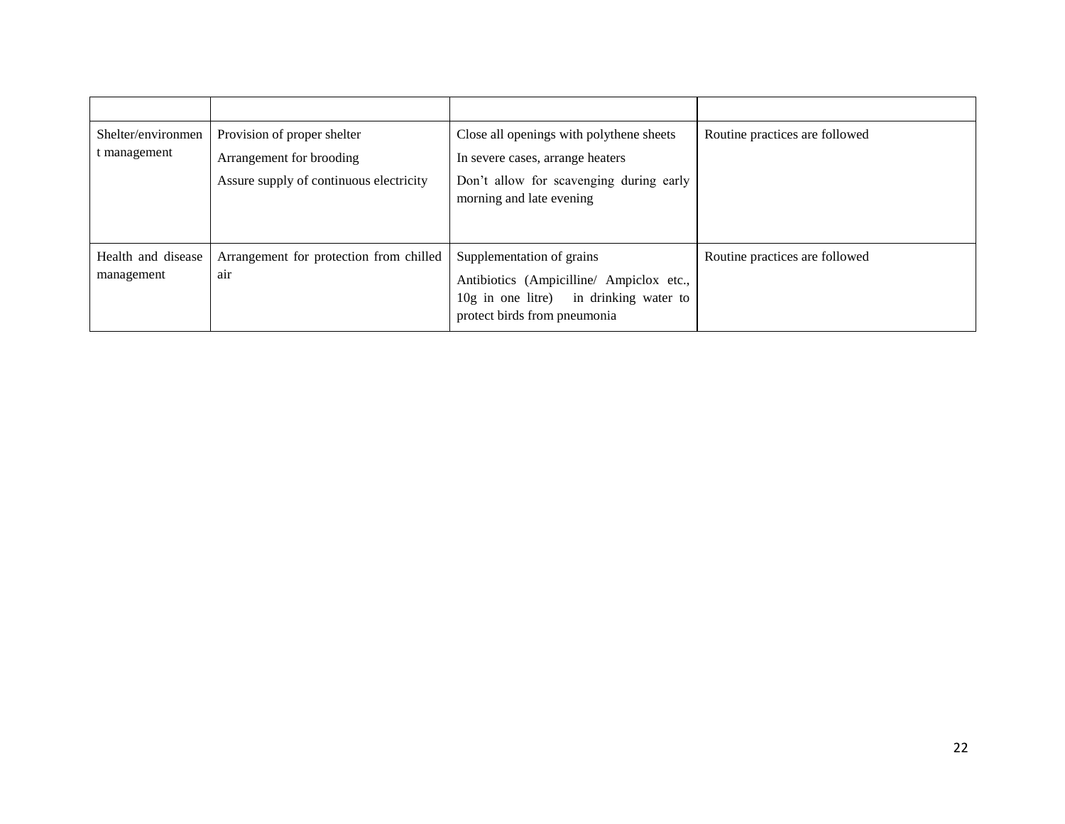| | | | |
|---|---|---|---|
| Shelter/environment management | Provision of proper shelter<br>Arrangement for brooding<br>Assure supply of continuous electricity | Close all openings with polythene sheets<br>In severe cases, arrange heaters<br>Don't allow for scavenging during early morning and late evening | Routine practices are followed |
| Health and disease management | Arrangement for protection from chilled air | Supplementation of grains<br>Antibiotics (Ampicilline/ Ampiclox etc., 10g in one litre) in drinking water to protect birds from pneumonia | Routine practices are followed |